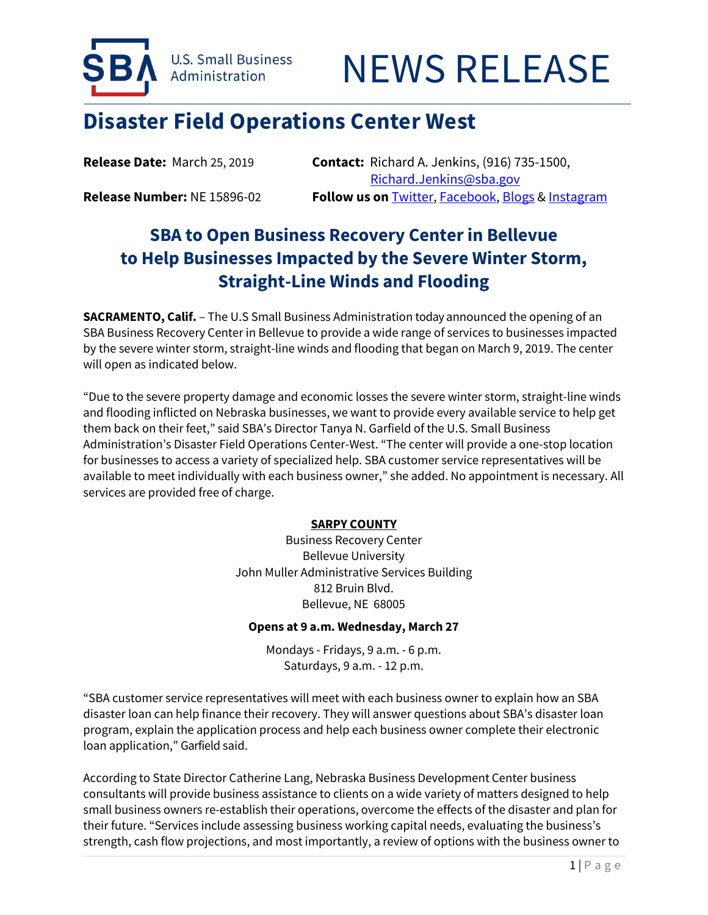U.S. Small Business Administration

# NEWS RELEASE

## Disaster Field Operations Center West

**Release Date:** March 25, 2019

**Contact:** Richard A. Jenkins, (916) 735-1500, Richard.Jenkins@sba.gov

**Release Number:** NE 15896-02

**Follow us on** Twitter, Facebook, Blogs & Instagram

### SBA to Open Business Recovery Center in Bellevue to Help Businesses Impacted by the Severe Winter Storm, Straight-Line Winds and Flooding

**SACRAMENTO, Calif.** – The U.S Small Business Administration today announced the opening of an SBA Business Recovery Center in Bellevue to provide a wide range of services to businesses impacted by the severe winter storm, straight-line winds and flooding that began on March 9, 2019. The center will open as indicated below.

"Due to the severe property damage and economic losses the severe winter storm, straight-line winds and flooding inflicted on Nebraska businesses, we want to provide every available service to help get them back on their feet," said SBA's Director Tanya N. Garfield of the U.S. Small Business Administration's Disaster Field Operations Center-West. "The center will provide a one-stop location for businesses to access a variety of specialized help. SBA customer service representatives will be available to meet individually with each business owner," she added. No appointment is necessary. All services are provided free of charge.

**SARPY COUNTY**

Business Recovery Center
Bellevue University
John Muller Administrative Services Building
812 Bruin Blvd.
Bellevue, NE 68005

**Opens at 9 a.m. Wednesday, March 27**

Mondays - Fridays, 9 a.m. - 6 p.m.
Saturdays, 9 a.m. - 12 p.m.

"SBA customer service representatives will meet with each business owner to explain how an SBA disaster loan can help finance their recovery. They will answer questions about SBA's disaster loan program, explain the application process and help each business owner complete their electronic loan application," Garfield said.

According to State Director Catherine Lang, Nebraska Business Development Center business consultants will provide business assistance to clients on a wide variety of matters designed to help small business owners re-establish their operations, overcome the effects of the disaster and plan for their future. "Services include assessing business working capital needs, evaluating the business's strength, cash flow projections, and most importantly, a review of options with the business owner to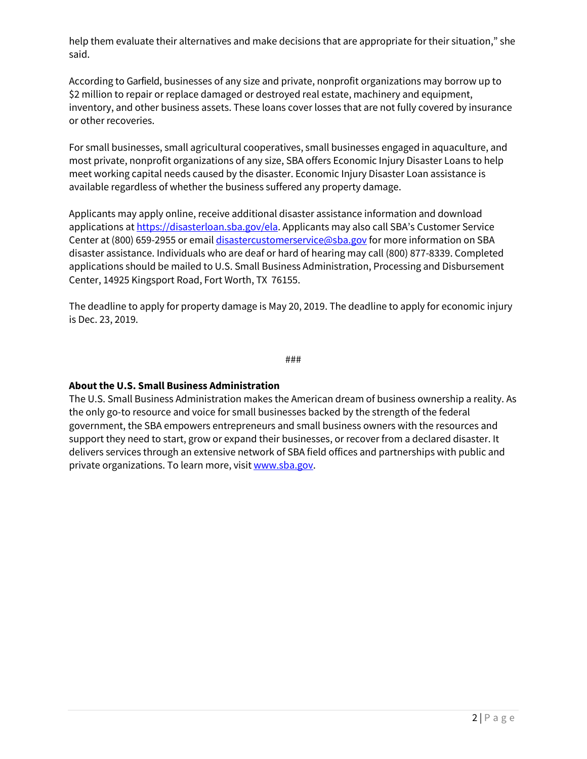help them evaluate their alternatives and make decisions that are appropriate for their situation," she said.

According to Garfield, businesses of any size and private, nonprofit organizations may borrow up to $2 million to repair or replace damaged or destroyed real estate, machinery and equipment, inventory, and other business assets. These loans cover losses that are not fully covered by insurance or other recoveries.

For small businesses, small agricultural cooperatives, small businesses engaged in aquaculture, and most private, nonprofit organizations of any size, SBA offers Economic Injury Disaster Loans to help meet working capital needs caused by the disaster. Economic Injury Disaster Loan assistance is available regardless of whether the business suffered any property damage.

Applicants may apply online, receive additional disaster assistance information and download applications at [https://disasterloan.sba.gov/ela](https://disasterloan.sba.gov/ela). Applicants may also call SBA's Customer Service Center at (800) 659-2955 or email [disastercustomerservice@sba.gov](mailto:disastercustomerservice@sba.gov) for more information on SBA disaster assistance. Individuals who are deaf or hard of hearing may call (800) 877-8339. Completed applications should be mailed to U.S. Small Business Administration, Processing and Disbursement Center, 14925 Kingsport Road, Fort Worth, TX 76155.

The deadline to apply for property damage is May 20, 2019. The deadline to apply for economic injury is Dec. 23, 2019.

###

**About the U.S. Small Business Administration**

The U.S. Small Business Administration makes the American dream of business ownership a reality. As the only go-to resource and voice for small businesses backed by the strength of the federal government, the SBA empowers entrepreneurs and small business owners with the resources and support they need to start, grow or expand their businesses, or recover from a declared disaster. It delivers services through an extensive network of SBA field offices and partnerships with public and private organizations. To learn more, visit [www.sba.gov](http://www.sba.gov).